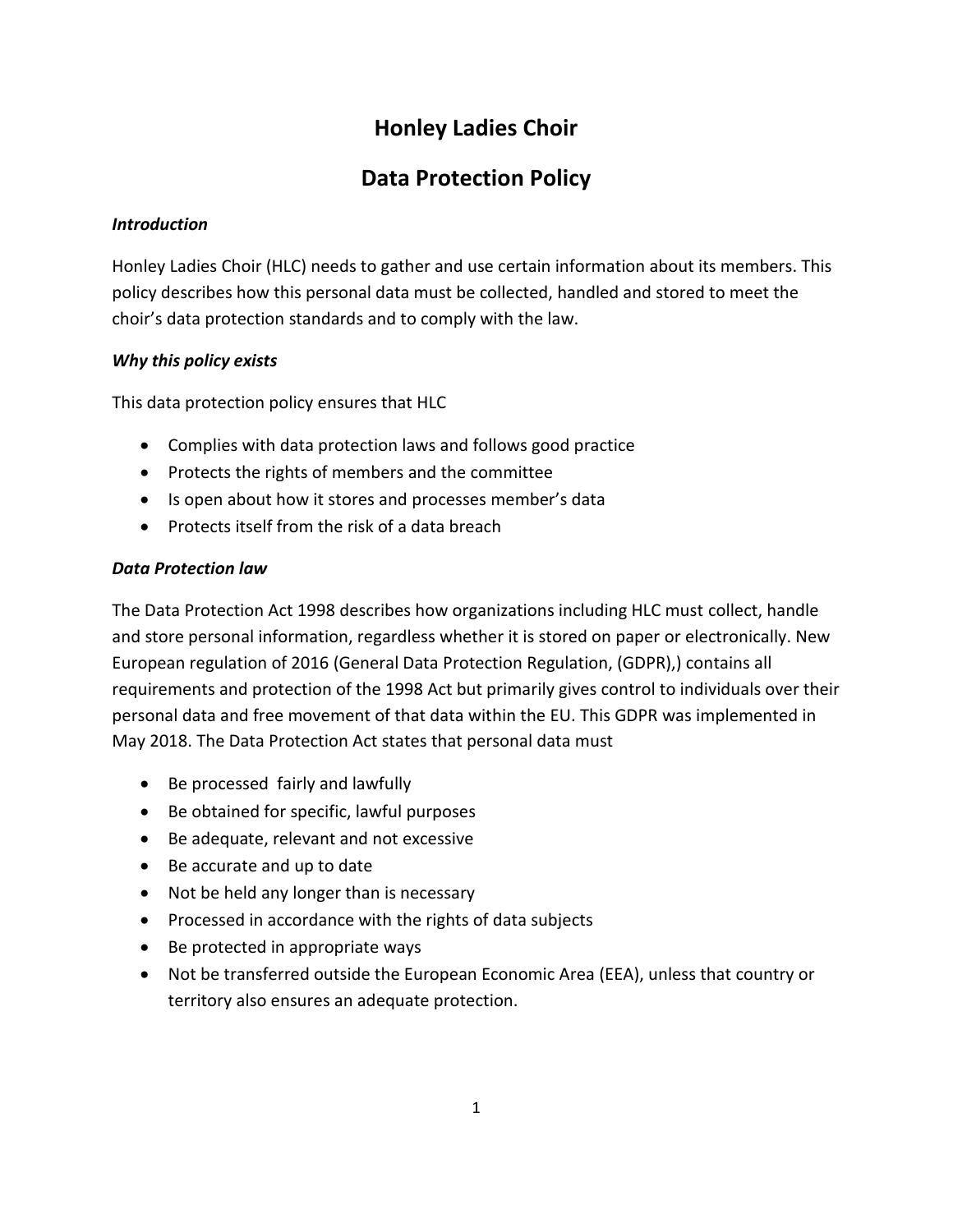# Honley Ladies Choir

# Data Protection Policy

### *Introduction*

Honley Ladies Choir (HLC) needs to gather and use certain information about its members. This policy describes how this personal data must be collected, handled and stored to meet the choir's data protection standards and to comply with the law.

### *Why this policy exists*

This data protection policy ensures that HLC

- Complies with data protection laws and follows good practice
- Protects the rights of members and the committee
- Is open about how it stores and processes member's data
- Protects itself from the risk of a data breach

### *Data Protection law*

The Data Protection Act 1998 describes how organizations including HLC must collect, handle and store personal information, regardless whether it is stored on paper or electronically. New European regulation of 2016 (General Data Protection Regulation, (GDPR),) contains all requirements and protection of the 1998 Act but primarily gives control to individuals over their personal data and free movement of that data within the EU. This GDPR was implemented in May 2018. The Data Protection Act states that personal data must

- Be processed fairly and lawfully
- Be obtained for specific, lawful purposes
- Be adequate, relevant and not excessive
- Be accurate and up to date
- Not be held any longer than is necessary
- Processed in accordance with the rights of data subjects
- Be protected in appropriate ways
- Not be transferred outside the European Economic Area (EEA), unless that country or territory also ensures an adequate protection.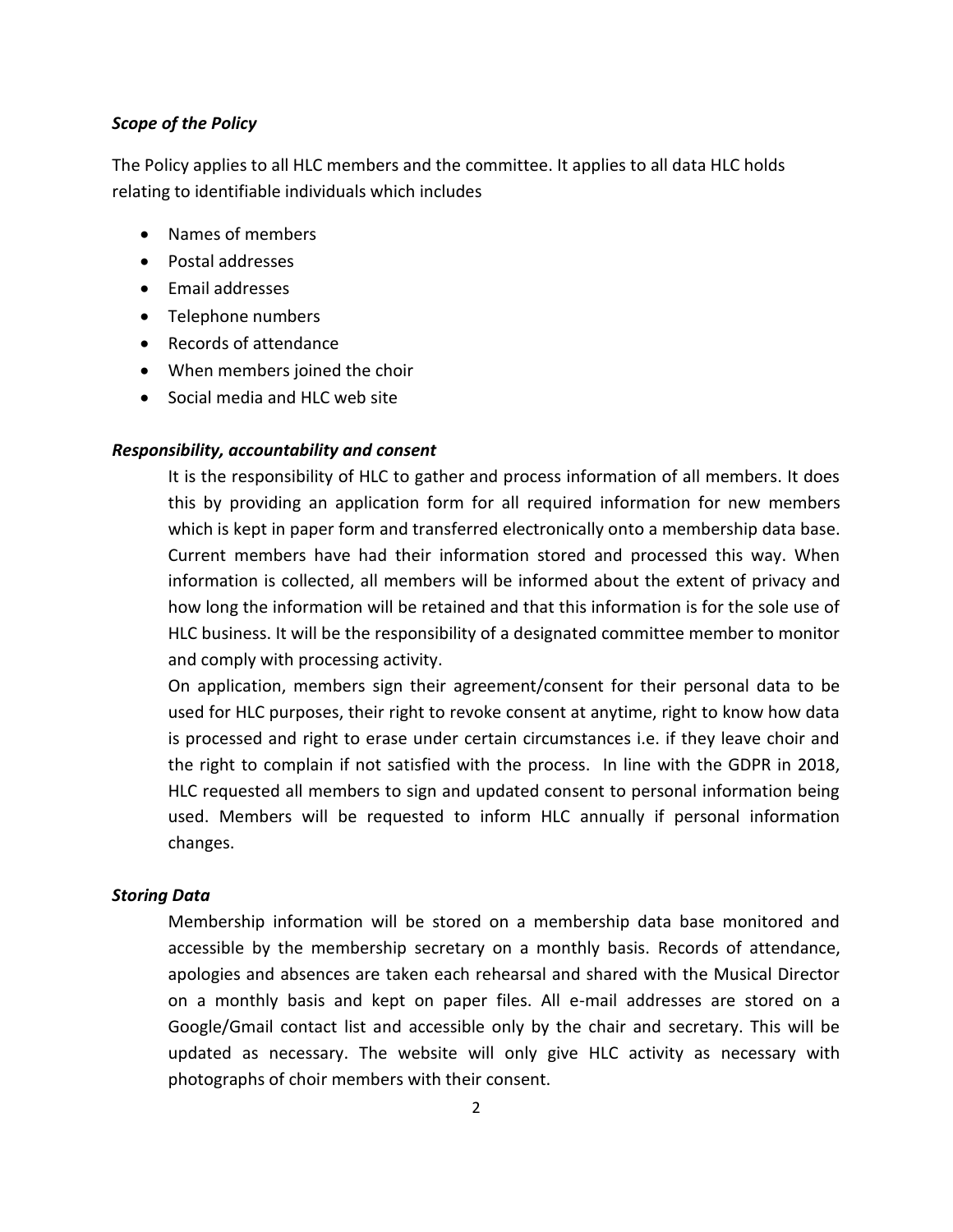### *Scope of the Policy*

The Policy applies to all HLC members and the committee. It applies to all data HLC holds relating to identifiable individuals which includes

- Names of members
- Postal addresses
- Email addresses
- Telephone numbers
- Records of attendance
- When members joined the choir
- Social media and HLC web site

### *Responsibility, accountability and consent*

It is the responsibility of HLC to gather and process information of all members. It does this by providing an application form for all required information for new members which is kept in paper form and transferred electronically onto a membership data base. Current members have had their information stored and processed this way. When information is collected, all members will be informed about the extent of privacy and how long the information will be retained and that this information is for the sole use of HLC business. It will be the responsibility of a designated committee member to monitor and comply with processing activity.

On application, members sign their agreement/consent for their personal data to be used for HLC purposes, their right to revoke consent at anytime, right to know how data is processed and right to erase under certain circumstances i.e. if they leave choir and the right to complain if not satisfied with the process. In line with the GDPR in 2018, HLC requested all members to sign and updated consent to personal information being used. Members will be requested to inform HLC annually if personal information changes.

### *Storing Data*

Membership information will be stored on a membership data base monitored and accessible by the membership secretary on a monthly basis. Records of attendance, apologies and absences are taken each rehearsal and shared with the Musical Director on a monthly basis and kept on paper files. All e-mail addresses are stored on a Google/Gmail contact list and accessible only by the chair and secretary. This will be updated as necessary. The website will only give HLC activity as necessary with photographs of choir members with their consent.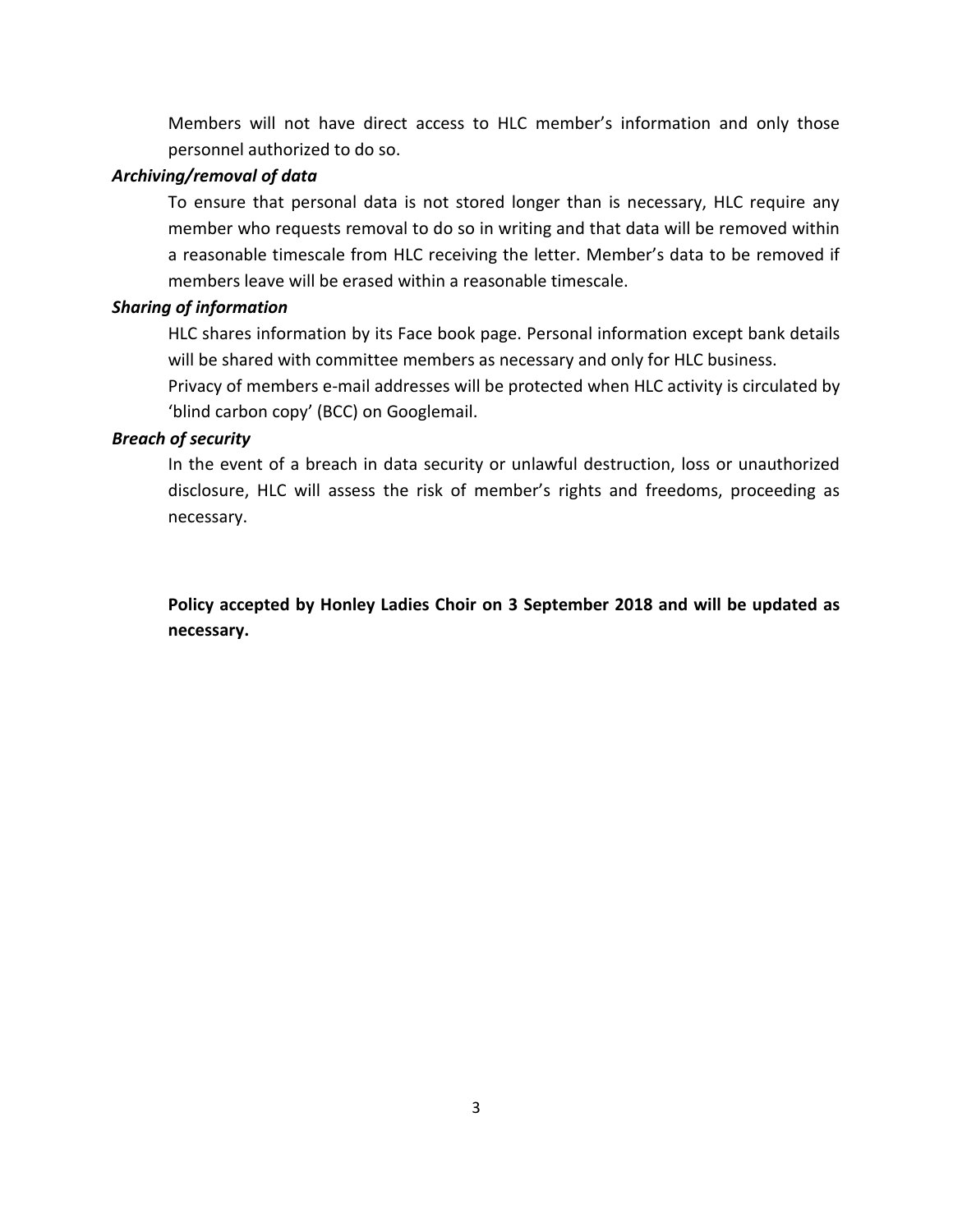Members will not have direct access to HLC member's information and only those personnel authorized to do so.

***Archiving/removal of data***

To ensure that personal data is not stored longer than is necessary, HLC require any member who requests removal to do so in writing and that data will be removed within a reasonable timescale from HLC receiving the letter. Member's data to be removed if members leave will be erased within a reasonable timescale.

***Sharing of information***

HLC shares information by its Face book page. Personal information except bank details will be shared with committee members as necessary and only for HLC business.

Privacy of members e-mail addresses will be protected when HLC activity is circulated by 'blind carbon copy' (BCC) on Googlemail.

***Breach of security***

In the event of a breach in data security or unlawful destruction, loss or unauthorized disclosure, HLC will assess the risk of member's rights and freedoms, proceeding as necessary.

**Policy accepted by Honley Ladies Choir on 3 September 2018 and will be updated as necessary.**